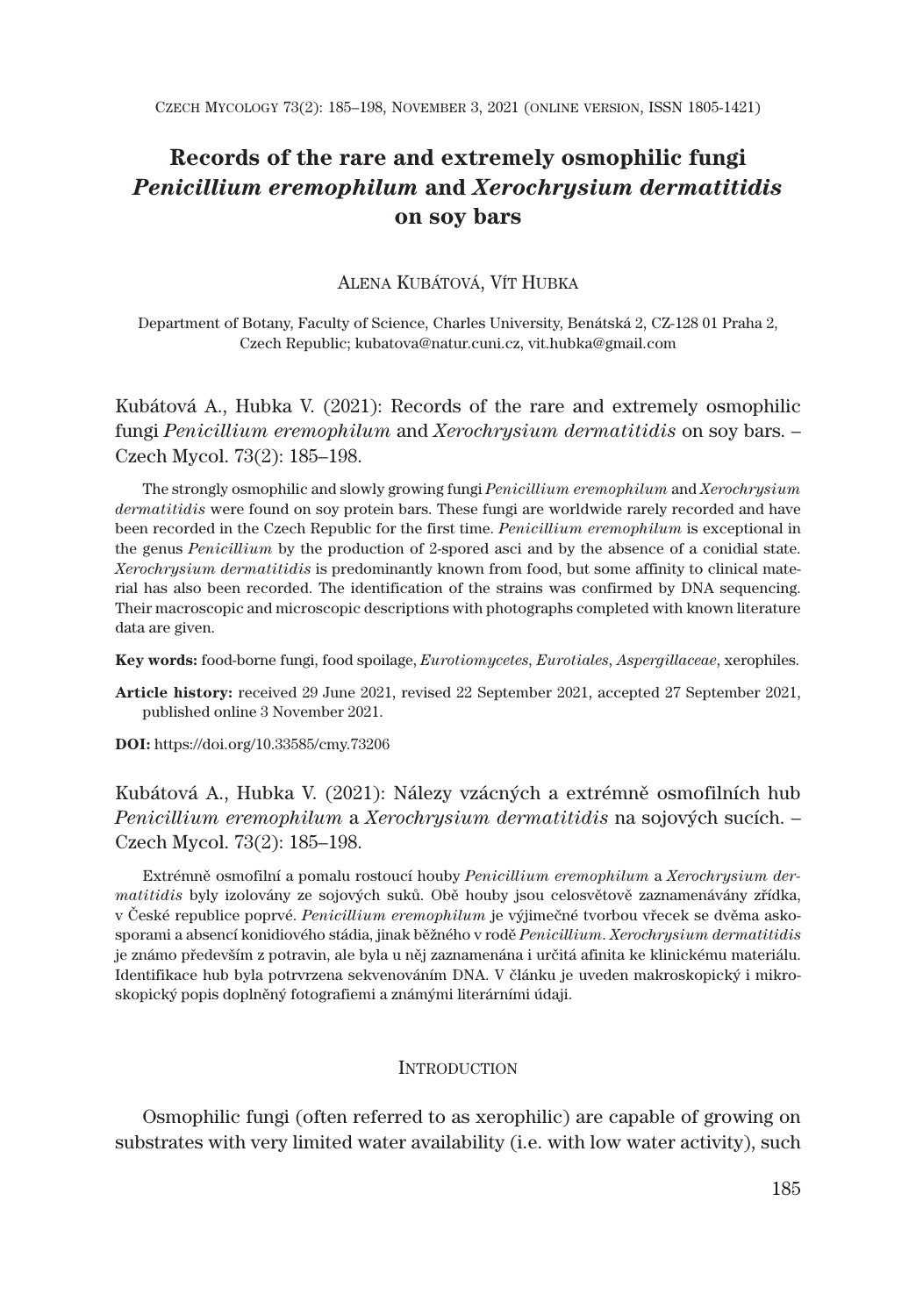# Records of the rare and extremely osmophilic fungi *Penicillium eremophilum* and *Xerochrysium dermatitidis* on soy bars

ALENA KUBÁTOVÁ, VÍT HUBKA

Department of Botany, Faculty of Science, Charles University, Benátská 2, CZ-128 01 Praha 2, Czech Republic; kubatova@natur.cuni.cz, vit.hubka@gmail.com

Kubátová A., Hubka V. (2021): Records of the rare and extremely osmophilic fungi *Penicillium eremophilum* and *Xerochrysium dermatitidis* on soy bars. – Czech Mycol. 73(2): 185–198.

The strongly osmophilic and slowly growing fungi *Penicillium eremophilum* and *Xerochrysium dermatitidis* were found on soy protein bars. These fungi are worldwide rarely recorded and have been recorded in the Czech Republic for the first time. *Penicillium eremophilum* is exceptional in the genus *Penicillium* by the production of 2-spored asci and by the absence of a conidial state. *Xerochrysium dermatitidis* is predominantly known from food, but some affinity to clinical material has also been recorded. The identification of the strains was confirmed by DNA sequencing. Their macroscopic and microscopic descriptions with photographs completed with known literature data are given.

**Key words:** food-borne fungi, food spoilage, *Eurotiomycetes*, *Eurotiales*, *Aspergillaceae*, xerophiles.

**Article history:** received 29 June 2021, revised 22 September 2021, accepted 27 September 2021, published online 3 November 2021.

**DOI:** https://doi.org/10.33585/cmy.73206

Kubátová A., Hubka V. (2021): Nálezy vzácných a extrémně osmofilních hub *Penicillium eremophilum* a *Xerochrysium dermatitidis* na sojových sucích. – Czech Mycol. 73(2): 185–198.

Extrémně osmofilní a pomalu rostoucí houby *Penicillium eremophilum* a *Xerochrysium dermatitidis* byly izolovány ze sojových suků. Obě houby jsou celosvětově zaznamenávány zřídka, v České republice poprvé. *Penicillium eremophilum* je výjimečné tvorbou vřecek se dvěma askosporami a absencí konidiového stádia, jinak běžného v rodě *Penicillium*. *Xerochrysium dermatitidis* je známo především z potravin, ale byla u něj zaznamenána i určitá afinita ke klinickému materiálu. Identifikace hub byla potvrzena sekvenováním DNA. V článku je uveden makroskopický i mikroskopický popis doplněný fotografiemi a známými literárními údaji.

## INTRODUCTION

Osmophilic fungi (often referred to as xerophilic) are capable of growing on substrates with very limited water availability (i.e. with low water activity), such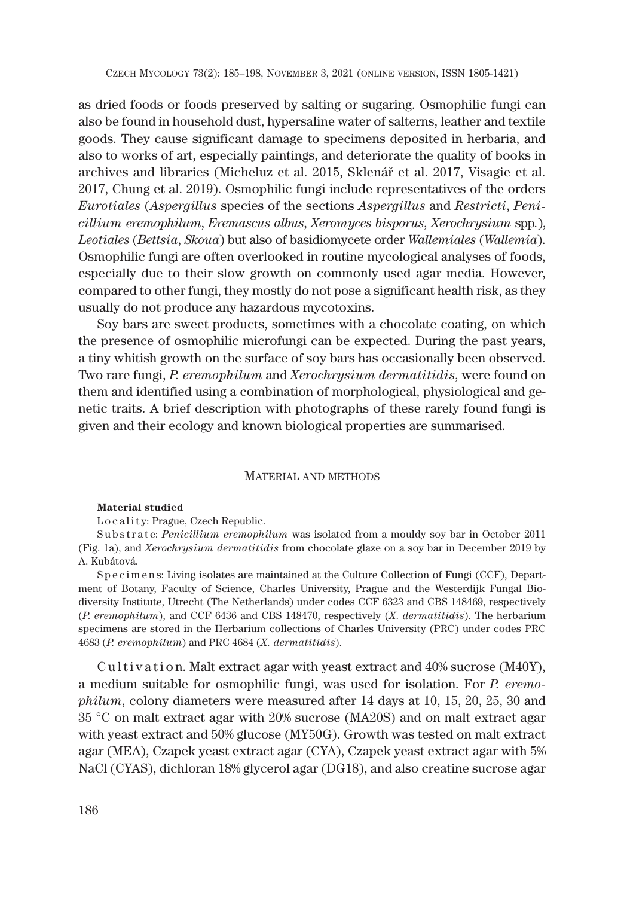as dried foods or foods preserved by salting or sugaring. Osmophilic fungi can also be found in household dust, hypersaline water of salterns, leather and textile goods. They cause significant damage to specimens deposited in herbaria, and also to works of art, especially paintings, and deteriorate the quality of books in archives and libraries (Micheluz et al. 2015, Sklenář et al. 2017, Visagie et al. 2017, Chung et al. 2019). Osmophilic fungi include representatives of the orders *Eurotiales* (*Aspergillus* species of the sections *Aspergillus* and *Restricti*, *Penicillium eremophilum*, *Eremascus albus*, *Xeromyces bisporus*, *Xerochrysium* spp.), *Leotiales* (*Bettsia*, *Skoua*) but also of basidiomycete order *Wallemiales* (*Wallemia*). Osmophilic fungi are often overlooked in routine mycological analyses of foods, especially due to their slow growth on commonly used agar media. However, compared to other fungi, they mostly do not pose a significant health risk, as they usually do not produce any hazardous mycotoxins.

Soy bars are sweet products, sometimes with a chocolate coating, on which the presence of osmophilic microfungi can be expected. During the past years, a tiny whitish growth on the surface of soy bars has occasionally been observed. Two rare fungi, *P. eremophilum* and *Xerochrysium dermatitidis*, were found on them and identified using a combination of morphological, physiological and genetic traits. A brief description with photographs of these rarely found fungi is given and their ecology and known biological properties are summarised.

## Material and methods

**Material studied**

Locality: Prague, Czech Republic.

Substrate: *Penicillium eremophilum* was isolated from a mouldy soy bar in October 2011 (Fig. 1a), and *Xerochrysium dermatitidis* from chocolate glaze on a soy bar in December 2019 by A. Kubátová.

Specimens: Living isolates are maintained at the Culture Collection of Fungi (CCF), Department of Botany, Faculty of Science, Charles University, Prague and the Westerdijk Fungal Biodiversity Institute, Utrecht (The Netherlands) under codes CCF 6323 and CBS 148469, respectively (*P. eremophilum*), and CCF 6436 and CBS 148470, respectively (*X. dermatitidis*). The herbarium specimens are stored in the Herbarium collections of Charles University (PRC) under codes PRC 4683 (*P. eremophilum*) and PRC 4684 (*X. dermatitidis*).

Cultivation. Malt extract agar with yeast extract and 40% sucrose (M40Y), a medium suitable for osmophilic fungi, was used for isolation. For *P. eremophilum*, colony diameters were measured after 14 days at 10, 15, 20, 25, 30 and 35 °C on malt extract agar with 20% sucrose (MA20S) and on malt extract agar with yeast extract and 50% glucose (MY50G). Growth was tested on malt extract agar (MEA), Czapek yeast extract agar (CYA), Czapek yeast extract agar with 5% NaCl (CYAS), dichloran 18% glycerol agar (DG18), and also creatine sucrose agar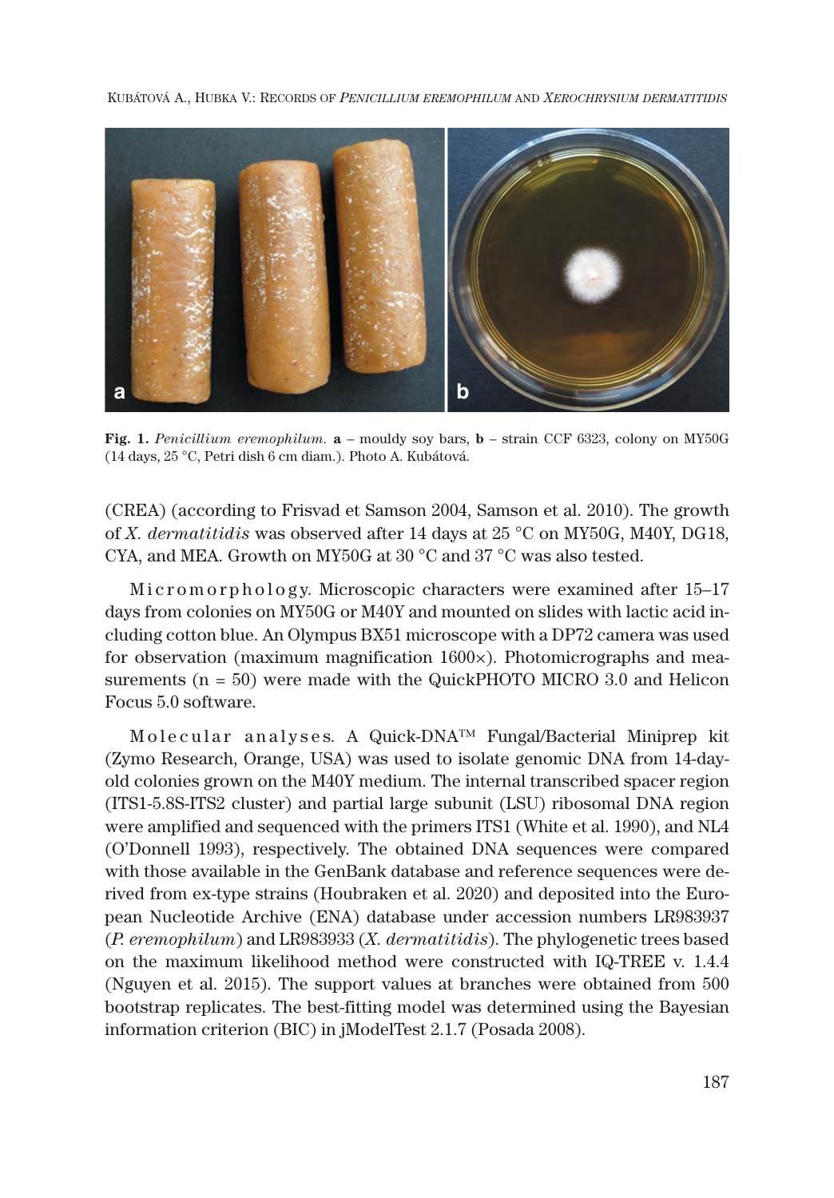**Fig. 1.** *Penicillium eremophilum.* **a** – mouldy soy bars, **b** – strain CCF 6323, colony on MY50G (14 days, 25 °C, Petri dish 6 cm diam.). Photo A. Kubátová.

(CREA) (according to Frisvad et Samson 2004, Samson et al. 2010). The growth of *X. dermatitidis* was observed after 14 days at 25 °C on MY50G, M40Y, DG18, CYA, and MEA. Growth on MY50G at 30 °C and 37 °C was also tested.

Micromorphology. Microscopic characters were examined after 15–17 days from colonies on MY50G or M40Y and mounted on slides with lactic acid including cotton blue. An Olympus BX51 microscope with a DP72 camera was used for observation (maximum magnification 1600×). Photomicrographs and measurements (n = 50) were made with the QuickPHOTO MICRO 3.0 and Helicon Focus 5.0 software.

Molecular analyses. A Quick-DNA™ Fungal/Bacterial Miniprep kit (Zymo Research, Orange, USA) was used to isolate genomic DNA from 14-day-old colonies grown on the M40Y medium. The internal transcribed spacer region (ITS1-5.8S-ITS2 cluster) and partial large subunit (LSU) ribosomal DNA region were amplified and sequenced with the primers ITS1 (White et al. 1990), and NL4 (O'Donnell 1993), respectively. The obtained DNA sequences were compared with those available in the GenBank database and reference sequences were derived from ex-type strains (Houbraken et al. 2020) and deposited into the European Nucleotide Archive (ENA) database under accession numbers LR983937 (*P. eremophilum*) and LR983933 (*X. dermatitidis*). The phylogenetic trees based on the maximum likelihood method were constructed with IQ-TREE v. 1.4.4 (Nguyen et al. 2015). The support values at branches were obtained from 500 bootstrap replicates. The best-fitting model was determined using the Bayesian information criterion (BIC) in jModelTest 2.1.7 (Posada 2008).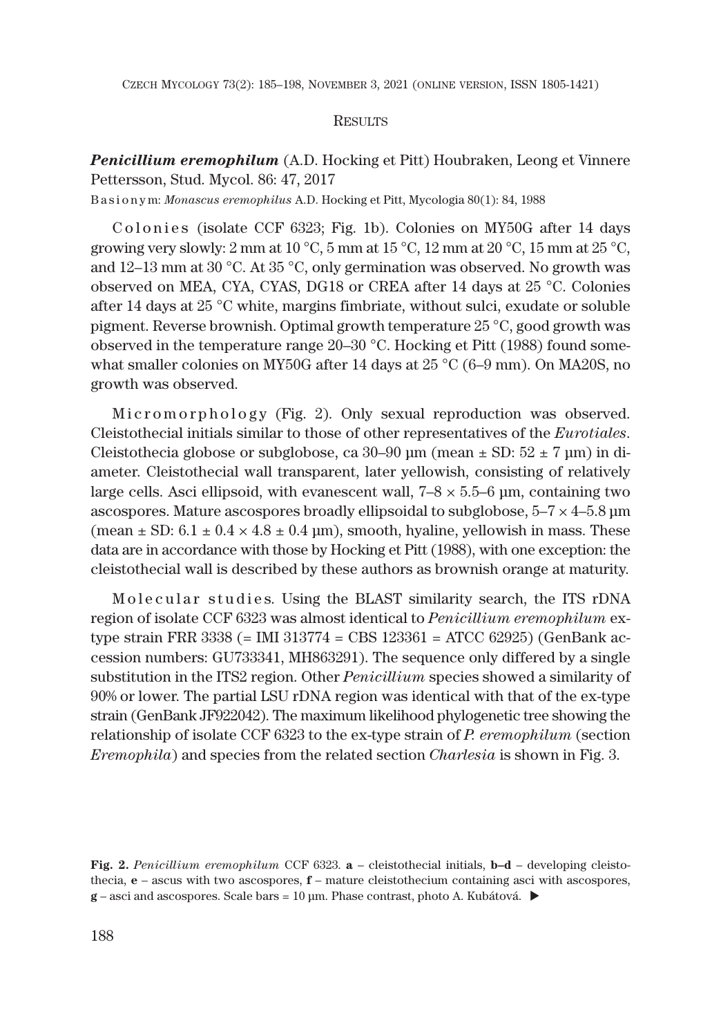## Results

***Penicillium eremophilum*** (A.D. Hocking et Pitt) Houbraken, Leong et Vinnere Pettersson, Stud. Mycol. 86: 47, 2017

Basionym: *Monascus eremophilus* A.D. Hocking et Pitt, Mycologia 80(1): 84, 1988

Colonies (isolate CCF 6323; Fig. 1b). Colonies on MY50G after 14 days growing very slowly: 2 mm at 10 °C, 5 mm at 15 °C, 12 mm at 20 °C, 15 mm at 25 °C, and 12–13 mm at 30 °C. At 35 °C, only germination was observed. No growth was observed on MEA, CYA, CYAS, DG18 or CREA after 14 days at 25 °C. Colonies after 14 days at 25 °C white, margins fimbriate, without sulci, exudate or soluble pigment. Reverse brownish. Optimal growth temperature 25 °C, good growth was observed in the temperature range 20–30 °C. Hocking et Pitt (1988) found somewhat smaller colonies on MY50G after 14 days at 25 °C (6–9 mm). On MA20S, no growth was observed.

Micromorphology (Fig. 2). Only sexual reproduction was observed. Cleistothecial initials similar to those of other representatives of the *Eurotiales*. Cleistothecia globose or subglobose, ca 30–90 µm (mean ± SD: 52 ± 7 µm) in diameter. Cleistothecial wall transparent, later yellowish, consisting of relatively large cells. Asci ellipsoid, with evanescent wall, 7–8 × 5.5–6 µm, containing two ascospores. Mature ascospores broadly ellipsoidal to subglobose, 5–7 × 4–5.8 µm (mean ± SD: 6.1 ± 0.4 × 4.8 ± 0.4 µm), smooth, hyaline, yellowish in mass. These data are in accordance with those by Hocking et Pitt (1988), with one exception: the cleistothecial wall is described by these authors as brownish orange at maturity.

Molecular studies. Using the BLAST similarity search, the ITS rDNA region of isolate CCF 6323 was almost identical to *Penicillium eremophilum* ex-type strain FRR 3338 (= IMI 313774 = CBS 123361 = ATCC 62925) (GenBank accession numbers: GU733341, MH863291). The sequence only differed by a single substitution in the ITS2 region. Other *Penicillium* species showed a similarity of 90% or lower. The partial LSU rDNA region was identical with that of the ex-type strain (GenBank JF922042). The maximum likelihood phylogenetic tree showing the relationship of isolate CCF 6323 to the ex-type strain of *P. eremophilum* (section *Eremophila*) and species from the related section *Charlesia* is shown in Fig. 3.

**Fig. 2.** *Penicillium eremophilum* CCF 6323. **a** – cleistothecial initials, **b–d** – developing cleistothecia, **e** – ascus with two ascospores, **f** – mature cleistothecium containing asci with ascospores, **g** – asci and ascospores. Scale bars = 10 µm. Phase contrast, photo A. Kubátová. ▶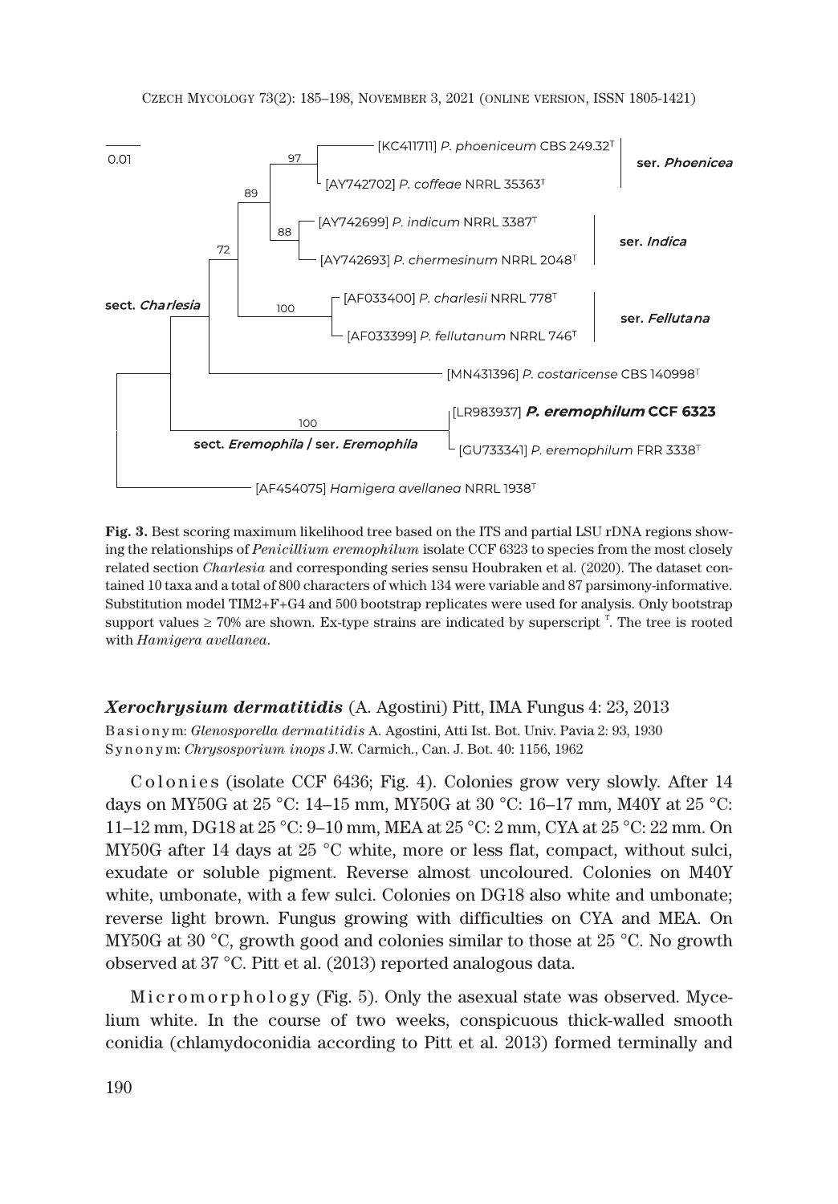**Fig. 3.** Best scoring maximum likelihood tree based on the ITS and partial LSU rDNA regions showing the relationships of *Penicillium eremophilum* isolate CCF 6323 to species from the most closely related section *Charlesia* and corresponding series sensu Houbraken et al. (2020). The dataset contained 10 taxa and a total of 800 characters of which 134 were variable and 87 parsimony-informative. Substitution model TIM2+F+G4 and 500 bootstrap replicates were used for analysis. Only bootstrap support values ≥ 70% are shown. Ex-type strains are indicated by superscript T. The tree is rooted with *Hamigera avellanea*.

### ***Xerochrysium dermatitidis*** (A. Agostini) Pitt, IMA Fungus 4: 23, 2013

Basionym: *Glenosporella dermatitidis* A. Agostini, Atti Ist. Bot. Univ. Pavia 2: 93, 1930
Synonym: *Chrysosporium inops* J.W. Carmich., Can. J. Bot. 40: 1156, 1962

Colonies (isolate CCF 6436; Fig. 4). Colonies grow very slowly. After 14 days on MY50G at 25 °C: 14–15 mm, MY50G at 30 °C: 16–17 mm, M40Y at 25 °C: 11–12 mm, DG18 at 25 °C: 9–10 mm, MEA at 25 °C: 2 mm, CYA at 25 °C: 22 mm. On MY50G after 14 days at 25 °C white, more or less flat, compact, without sulci, exudate or soluble pigment. Reverse almost uncoloured. Colonies on M40Y white, umbonate, with a few sulci. Colonies on DG18 also white and umbonate; reverse light brown. Fungus growing with difficulties on CYA and MEA. On MY50G at 30 °C, growth good and colonies similar to those at 25 °C. No growth observed at 37 °C. Pitt et al. (2013) reported analogous data.

Micromorphology (Fig. 5). Only the asexual state was observed. Mycelium white. In the course of two weeks, conspicuous thick-walled smooth conidia (chlamydoconidia according to Pitt et al. 2013) formed terminally and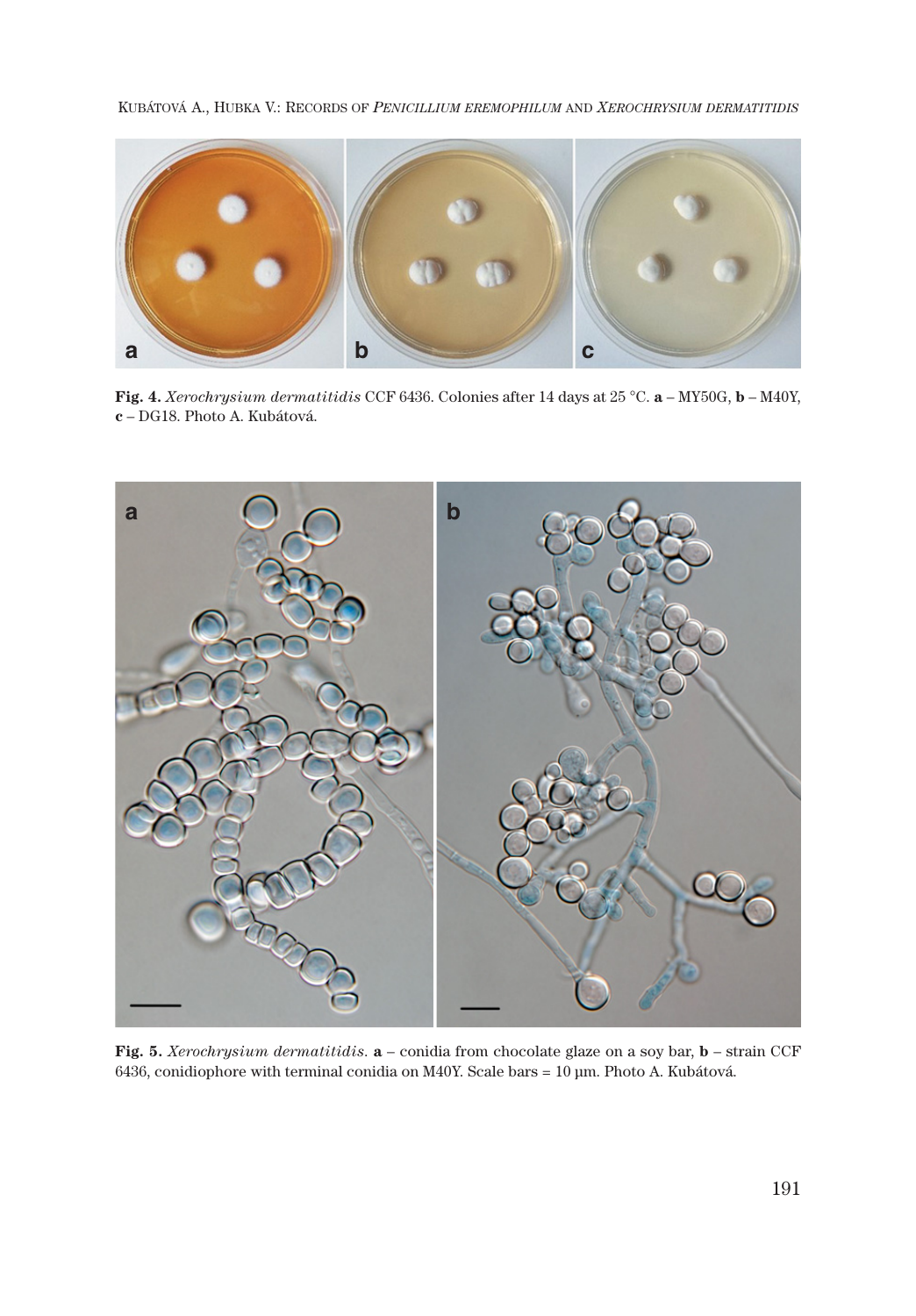**Fig. 4.** *Xerochrysium dermatitidis* CCF 6436. Colonies after 14 days at 25 °C. **a** – MY50G, **b** – M40Y, **c** – DG18. Photo A. Kubátová.

**Fig. 5.** *Xerochrysium dermatitidis*. **a** – conidia from chocolate glaze on a soy bar, **b** – strain CCF 6436, conidiophore with terminal conidia on M40Y. Scale bars = 10 µm. Photo A. Kubátová.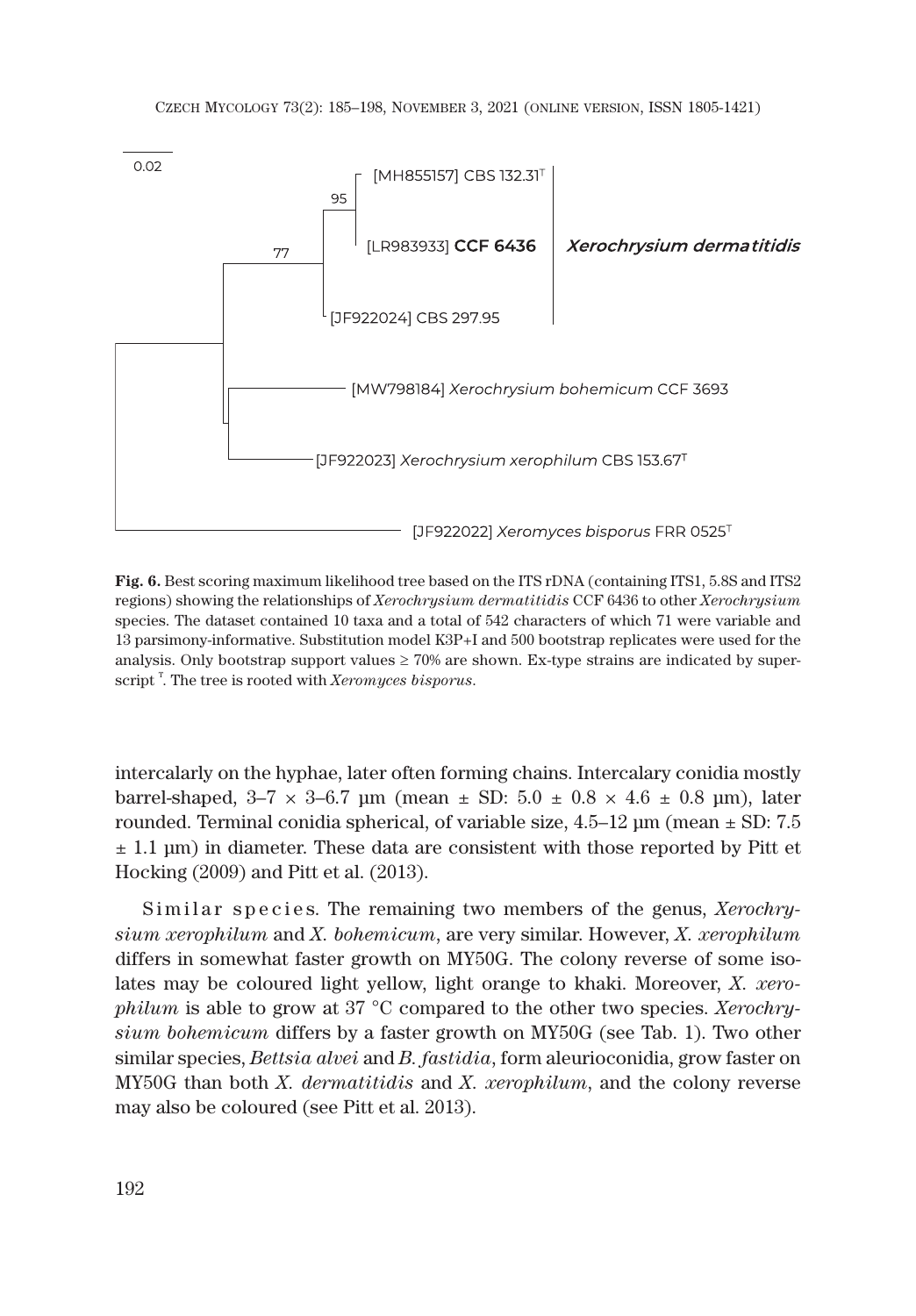**Fig. 6.** Best scoring maximum likelihood tree based on the ITS rDNA (containing ITS1, 5.8S and ITS2 regions) showing the relationships of *Xerochrysium dermatitidis* CCF 6436 to other *Xerochrysium* species. The dataset contained 10 taxa and a total of 542 characters of which 71 were variable and 13 parsimony-informative. Substitution model K3P+I and 500 bootstrap replicates were used for the analysis. Only bootstrap support values ≥ 70% are shown. Ex-type strains are indicated by superscript T. The tree is rooted with *Xeromyces bisporus*.

intercalarly on the hyphae, later often forming chains. Intercalary conidia mostly barrel-shaped, 3–7 × 3–6.7 µm (mean ± SD: 5.0 ± 0.8 × 4.6 ± 0.8 µm), later rounded. Terminal conidia spherical, of variable size, 4.5–12 µm (mean ± SD: 7.5 ± 1.1 µm) in diameter. These data are consistent with those reported by Pitt et Hocking (2009) and Pitt et al. (2013).

Similar species. The remaining two members of the genus, *Xerochrysium xerophilum* and *X. bohemicum*, are very similar. However, *X. xerophilum* differs in somewhat faster growth on MY50G. The colony reverse of some isolates may be coloured light yellow, light orange to khaki. Moreover, *X. xerophilum* is able to grow at 37 °C compared to the other two species. *Xerochrysium bohemicum* differs by a faster growth on MY50G (see Tab. 1). Two other similar species, *Bettsia alvei* and *B. fastidia*, form aleurioconidia, grow faster on MY50G than both *X. dermatitidis* and *X. xerophilum*, and the colony reverse may also be coloured (see Pitt et al. 2013).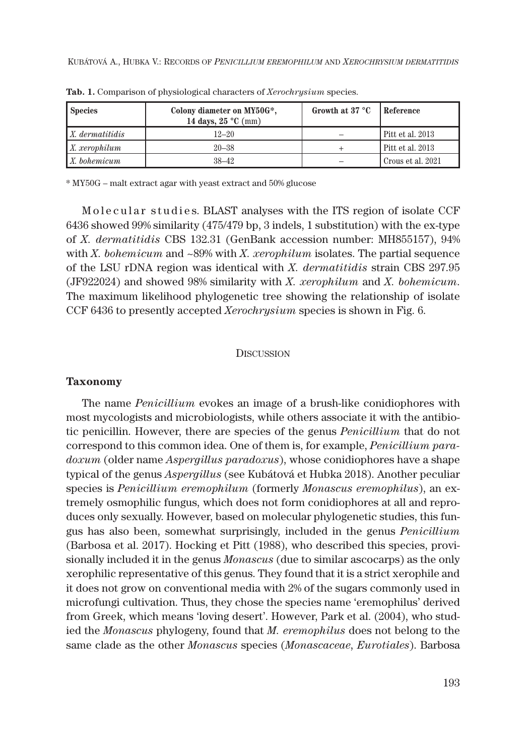**Tab. 1.** Comparison of physiological characters of *Xerochrysium* species.

| Species | Colony diameter on MY50G*, 14 days, 25 °C (mm) | Growth at 37 °C | Reference |
|---|---|---|---|
| *X. dermatitidis* | 12–20 | – | Pitt et al. 2013 |
| *X. xerophilum* | 20–38 | + | Pitt et al. 2013 |
| *X. bohemicum* | 38–42 | – | Crous et al. 2021 |

\* MY50G – malt extract agar with yeast extract and 50% glucose

Molecular studies. BLAST analyses with the ITS region of isolate CCF 6436 showed 99% similarity (475/479 bp, 3 indels, 1 substitution) with the ex-type of *X. dermatitidis* CBS 132.31 (GenBank accession number: MH855157), 94% with *X. bohemicum* and ~89% with *X. xerophilum* isolates. The partial sequence of the LSU rDNA region was identical with *X. dermatitidis* strain CBS 297.95 (JF922024) and showed 98% similarity with *X. xerophilum* and *X. bohemicum*. The maximum likelihood phylogenetic tree showing the relationship of isolate CCF 6436 to presently accepted *Xerochrysium* species is shown in Fig. 6.

## Discussion

### Taxonomy

The name *Penicillium* evokes an image of a brush-like conidiophores with most mycologists and microbiologists, while others associate it with the antibiotic penicillin. However, there are species of the genus *Penicillium* that do not correspond to this common idea. One of them is, for example, *Penicillium paradoxum* (older name *Aspergillus paradoxus*), whose conidiophores have a shape typical of the genus *Aspergillus* (see Kubátová et Hubka 2018). Another peculiar species is *Penicillium eremophilum* (formerly *Monascus eremophilus*), an extremely osmophilic fungus, which does not form conidiophores at all and reproduces only sexually. However, based on molecular phylogenetic studies, this fungus has also been, somewhat surprisingly, included in the genus *Penicillium* (Barbosa et al. 2017). Hocking et Pitt (1988), who described this species, provisionally included it in the genus *Monascus* (due to similar ascocarps) as the only xerophilic representative of this genus. They found that it is a strict xerophile and it does not grow on conventional media with 2% of the sugars commonly used in microfungi cultivation. Thus, they chose the species name 'eremophilus' derived from Greek, which means 'loving desert'. However, Park et al. (2004), who studied the *Monascus* phylogeny, found that *M. eremophilus* does not belong to the same clade as the other *Monascus* species (*Monascaceae*, *Eurotiales*). Barbosa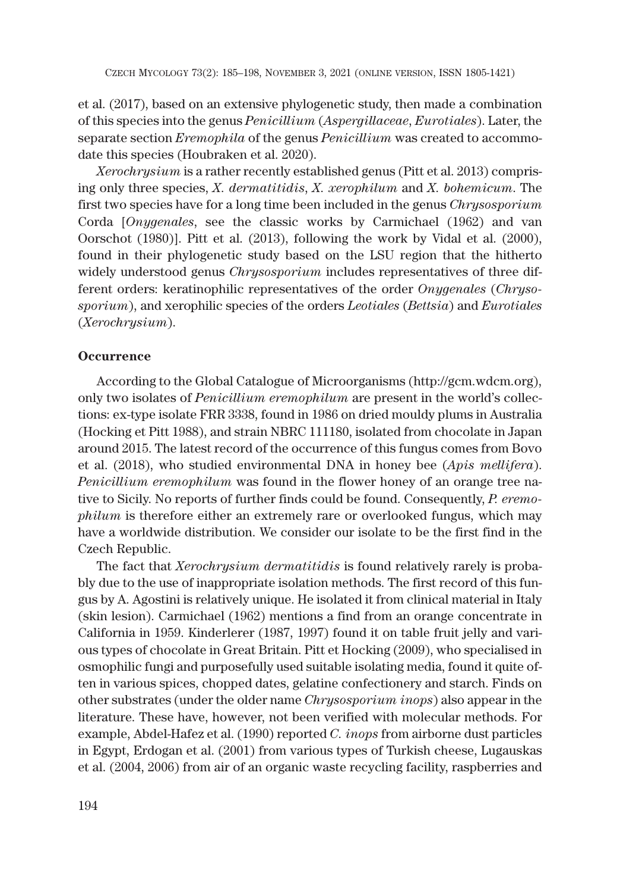et al. (2017), based on an extensive phylogenetic study, then made a combination of this species into the genus *Penicillium* (*Aspergillaceae*, *Eurotiales*). Later, the separate section *Eremophila* of the genus *Penicillium* was created to accommodate this species (Houbraken et al. 2020).

*Xerochrysium* is a rather recently established genus (Pitt et al. 2013) comprising only three species, *X. dermatitidis*, *X. xerophilum* and *X. bohemicum*. The first two species have for a long time been included in the genus *Chrysosporium* Corda [*Onygenales*, see the classic works by Carmichael (1962) and van Oorschot (1980)]. Pitt et al. (2013), following the work by Vidal et al. (2000), found in their phylogenetic study based on the LSU region that the hitherto widely understood genus *Chrysosporium* includes representatives of three different orders: keratinophilic representatives of the order *Onygenales* (*Chrysosporium*), and xerophilic species of the orders *Leotiales* (*Bettsia*) and *Eurotiales* (*Xerochrysium*).

**Occurrence**

According to the Global Catalogue of Microorganisms (http://gcm.wdcm.org), only two isolates of *Penicillium eremophilum* are present in the world's collections: ex-type isolate FRR 3338, found in 1986 on dried mouldy plums in Australia (Hocking et Pitt 1988), and strain NBRC 111180, isolated from chocolate in Japan around 2015. The latest record of the occurrence of this fungus comes from Bovo et al. (2018), who studied environmental DNA in honey bee (*Apis mellifera*). *Penicillium eremophilum* was found in the flower honey of an orange tree native to Sicily. No reports of further finds could be found. Consequently, *P. eremophilum* is therefore either an extremely rare or overlooked fungus, which may have a worldwide distribution. We consider our isolate to be the first find in the Czech Republic.

The fact that *Xerochrysium dermatitidis* is found relatively rarely is probably due to the use of inappropriate isolation methods. The first record of this fungus by A. Agostini is relatively unique. He isolated it from clinical material in Italy (skin lesion). Carmichael (1962) mentions a find from an orange concentrate in California in 1959. Kinderlerer (1987, 1997) found it on table fruit jelly and various types of chocolate in Great Britain. Pitt et Hocking (2009), who specialised in osmophilic fungi and purposefully used suitable isolating media, found it quite often in various spices, chopped dates, gelatine confectionery and starch. Finds on other substrates (under the older name *Chrysosporium inops*) also appear in the literature. These have, however, not been verified with molecular methods. For example, Abdel-Hafez et al. (1990) reported *C. inops* from airborne dust particles in Egypt, Erdogan et al. (2001) from various types of Turkish cheese, Lugauskas et al. (2004, 2006) from air of an organic waste recycling facility, raspberries and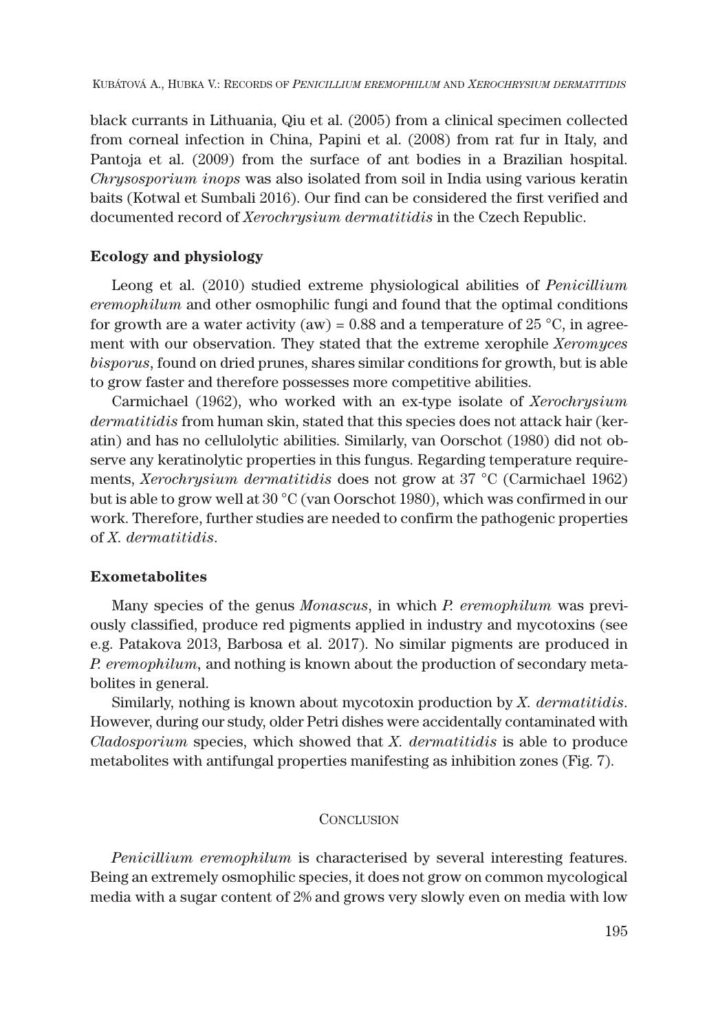black currants in Lithuania, Qiu et al. (2005) from a clinical specimen collected from corneal infection in China, Papini et al. (2008) from rat fur in Italy, and Pantoja et al. (2009) from the surface of ant bodies in a Brazilian hospital. *Chrysosporium inops* was also isolated from soil in India using various keratin baits (Kotwal et Sumbali 2016). Our find can be considered the first verified and documented record of *Xerochrysium dermatitidis* in the Czech Republic.

### Ecology and physiology

Leong et al. (2010) studied extreme physiological abilities of *Penicillium eremophilum* and other osmophilic fungi and found that the optimal conditions for growth are a water activity (aw) = 0.88 and a temperature of 25 °C, in agreement with our observation. They stated that the extreme xerophile *Xeromyces bisporus*, found on dried prunes, shares similar conditions for growth, but is able to grow faster and therefore possesses more competitive abilities.

Carmichael (1962), who worked with an ex-type isolate of *Xerochrysium dermatitidis* from human skin, stated that this species does not attack hair (keratin) and has no cellulolytic abilities. Similarly, van Oorschot (1980) did not observe any keratinolytic properties in this fungus. Regarding temperature requirements, *Xerochrysium dermatitidis* does not grow at 37 °C (Carmichael 1962) but is able to grow well at 30 °C (van Oorschot 1980), which was confirmed in our work. Therefore, further studies are needed to confirm the pathogenic properties of *X. dermatitidis*.

### Exometabolites

Many species of the genus *Monascus*, in which *P. eremophilum* was previously classified, produce red pigments applied in industry and mycotoxins (see e.g. Patakova 2013, Barbosa et al. 2017). No similar pigments are produced in *P. eremophilum*, and nothing is known about the production of secondary metabolites in general.

Similarly, nothing is known about mycotoxin production by *X. dermatitidis*. However, during our study, older Petri dishes were accidentally contaminated with *Cladosporium* species, which showed that *X. dermatitidis* is able to produce metabolites with antifungal properties manifesting as inhibition zones (Fig. 7).

## Conclusion

*Penicillium eremophilum* is characterised by several interesting features. Being an extremely osmophilic species, it does not grow on common mycological media with a sugar content of 2% and grows very slowly even on media with low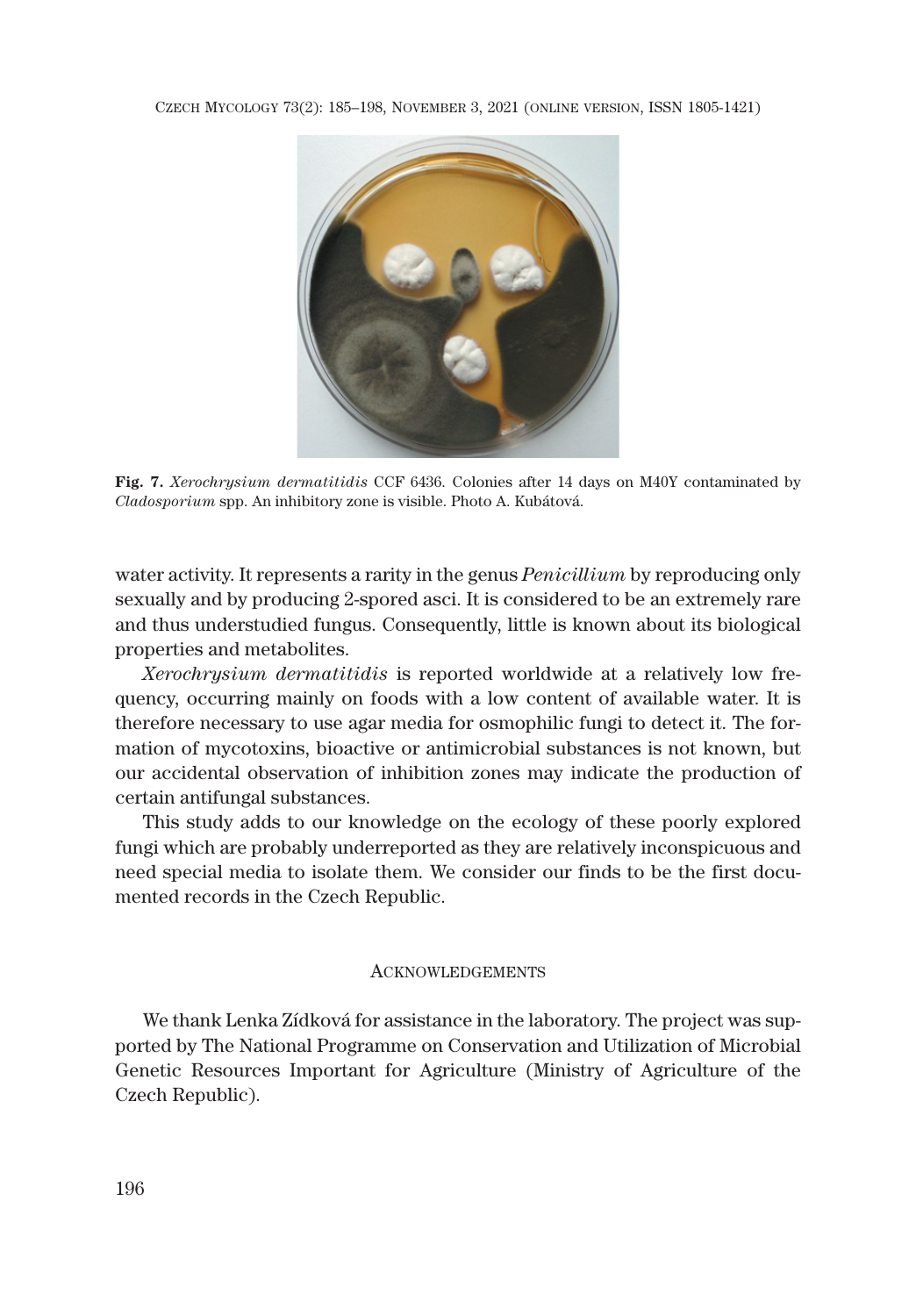**Fig. 7.** *Xerochrysium dermatitidis* CCF 6436. Colonies after 14 days on M40Y contaminated by *Cladosporium* spp. An inhibitory zone is visible. Photo A. Kubátová.

water activity. It represents a rarity in the genus *Penicillium* by reproducing only sexually and by producing 2-spored asci. It is considered to be an extremely rare and thus understudied fungus. Consequently, little is known about its biological properties and metabolites.

*Xerochrysium dermatitidis* is reported worldwide at a relatively low frequency, occurring mainly on foods with a low content of available water. It is therefore necessary to use agar media for osmophilic fungi to detect it. The formation of mycotoxins, bioactive or antimicrobial substances is not known, but our accidental observation of inhibition zones may indicate the production of certain antifungal substances.

This study adds to our knowledge on the ecology of these poorly explored fungi which are probably underreported as they are relatively inconspicuous and need special media to isolate them. We consider our finds to be the first documented records in the Czech Republic.

## Acknowledgements

We thank Lenka Zídková for assistance in the laboratory. The project was supported by The National Programme on Conservation and Utilization of Microbial Genetic Resources Important for Agriculture (Ministry of Agriculture of the Czech Republic).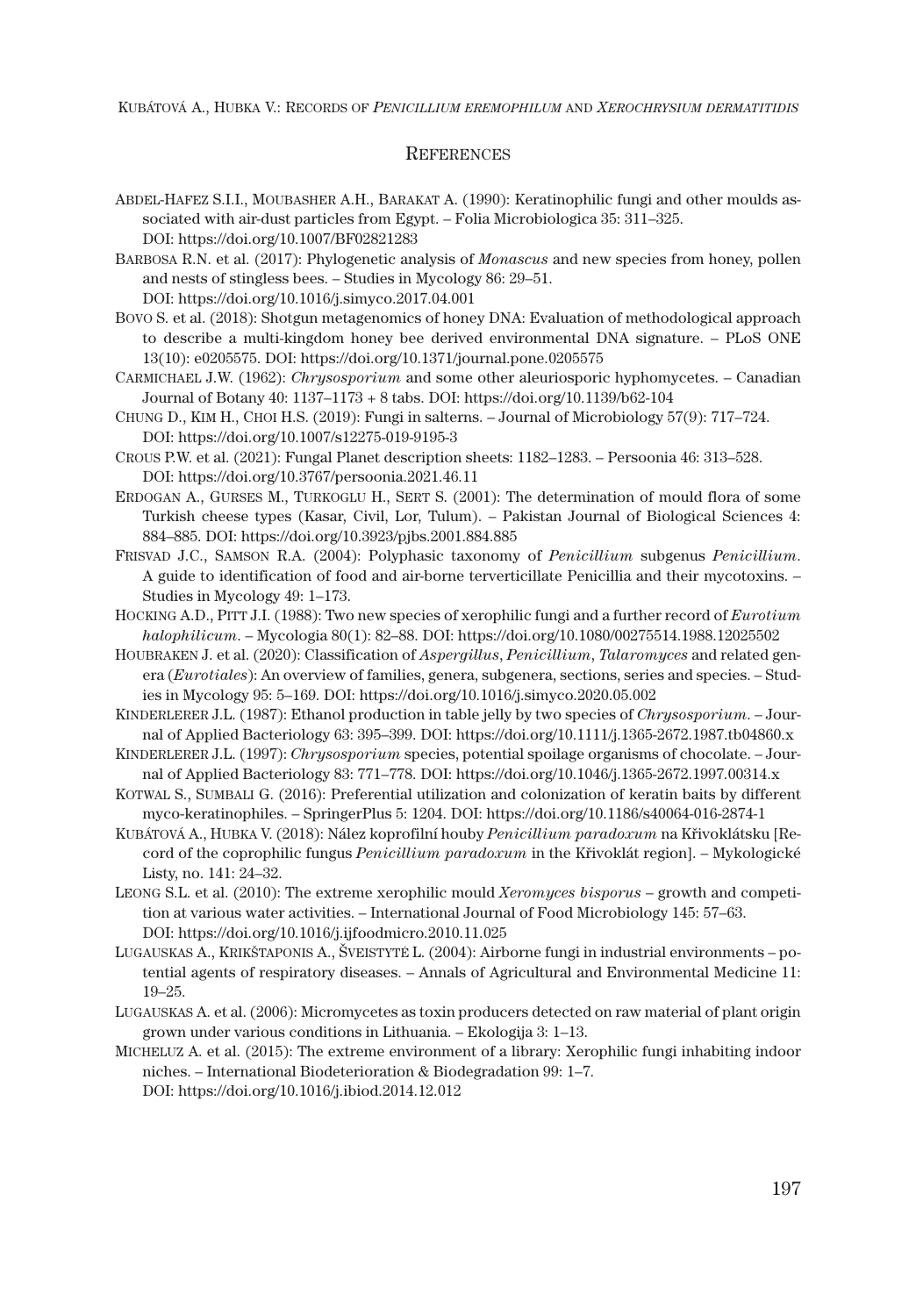## References

Abdel-Hafez S.I.I., Moubasher A.H., Barakat A. (1990): Keratinophilic fungi and other moulds associated with air-dust particles from Egypt. – Folia Microbiologica 35: 311–325. DOI: https://doi.org/10.1007/BF02821283

Barbosa R.N. et al. (2017): Phylogenetic analysis of *Monascus* and new species from honey, pollen and nests of stingless bees. – Studies in Mycology 86: 29–51. DOI: https://doi.org/10.1016/j.simyco.2017.04.001

Bovo S. et al. (2018): Shotgun metagenomics of honey DNA: Evaluation of methodological approach to describe a multi-kingdom honey bee derived environmental DNA signature. – PLoS ONE 13(10): e0205575. DOI: https://doi.org/10.1371/journal.pone.0205575

Carmichael J.W. (1962): *Chrysosporium* and some other aleuriosporic hyphomycetes. – Canadian Journal of Botany 40: 1137–1173 + 8 tabs. DOI: https://doi.org/10.1139/b62-104

Chung D., Kim H., Choi H.S. (2019): Fungi in salterns. – Journal of Microbiology 57(9): 717–724. DOI: https://doi.org/10.1007/s12275-019-9195-3

Crous P.W. et al. (2021): Fungal Planet description sheets: 1182–1283. – Persoonia 46: 313–528. DOI: https://doi.org/10.3767/persoonia.2021.46.11

Erdogan A., Gurses M., Turkoglu H., Sert S. (2001): The determination of mould flora of some Turkish cheese types (Kasar, Civil, Lor, Tulum). – Pakistan Journal of Biological Sciences 4: 884–885. DOI: https://doi.org/10.3923/pjbs.2001.884.885

Frisvad J.C., Samson R.A. (2004): Polyphasic taxonomy of *Penicillium* subgenus *Penicillium*. A guide to identification of food and air-borne terverticillate Penicillia and their mycotoxins. – Studies in Mycology 49: 1–173.

Hocking A.D., Pitt J.I. (1988): Two new species of xerophilic fungi and a further record of *Eurotium halophilicum*. – Mycologia 80(1): 82–88. DOI: https://doi.org/10.1080/00275514.1988.12025502

Houbraken J. et al. (2020): Classification of *Aspergillus*, *Penicillium*, *Talaromyces* and related genera (*Eurotiales*): An overview of families, genera, subgenera, sections, series and species. – Studies in Mycology 95: 5–169. DOI: https://doi.org/10.1016/j.simyco.2020.05.002

Kinderlerer J.L. (1987): Ethanol production in table jelly by two species of *Chrysosporium*. – Journal of Applied Bacteriology 63: 395–399. DOI: https://doi.org/10.1111/j.1365-2672.1987.tb04860.x

Kinderlerer J.L. (1997): *Chrysosporium* species, potential spoilage organisms of chocolate. – Journal of Applied Bacteriology 83: 771–778. DOI: https://doi.org/10.1046/j.1365-2672.1997.00314.x

Kotwal S., Sumbali G. (2016): Preferential utilization and colonization of keratin baits by different myco-keratinophiles. – SpringerPlus 5: 1204. DOI: https://doi.org/10.1186/s40064-016-2874-1

Kubátová A., Hubka V. (2018): Nález koprofilní houby *Penicillium paradoxum* na Křivoklátsku [Record of the coprophilic fungus *Penicillium paradoxum* in the Křivoklát region]. – Mykologické Listy, no. 141: 24–32.

Leong S.L. et al. (2010): The extreme xerophilic mould *Xeromyces bisporus* – growth and competition at various water activities. – International Journal of Food Microbiology 145: 57–63. DOI: https://doi.org/10.1016/j.ijfoodmicro.2010.11.025

Lugauskas A., Krikštaponis A., Šveistytė L. (2004): Airborne fungi in industrial environments – potential agents of respiratory diseases. – Annals of Agricultural and Environmental Medicine 11: 19–25.

Lugauskas A. et al. (2006): Micromycetes as toxin producers detected on raw material of plant origin grown under various conditions in Lithuania. – Ekologija 3: 1–13.

Micheluz A. et al. (2015): The extreme environment of a library: Xerophilic fungi inhabiting indoor niches. – International Biodeterioration & Biodegradation 99: 1–7. DOI: https://doi.org/10.1016/j.ibiod.2014.12.012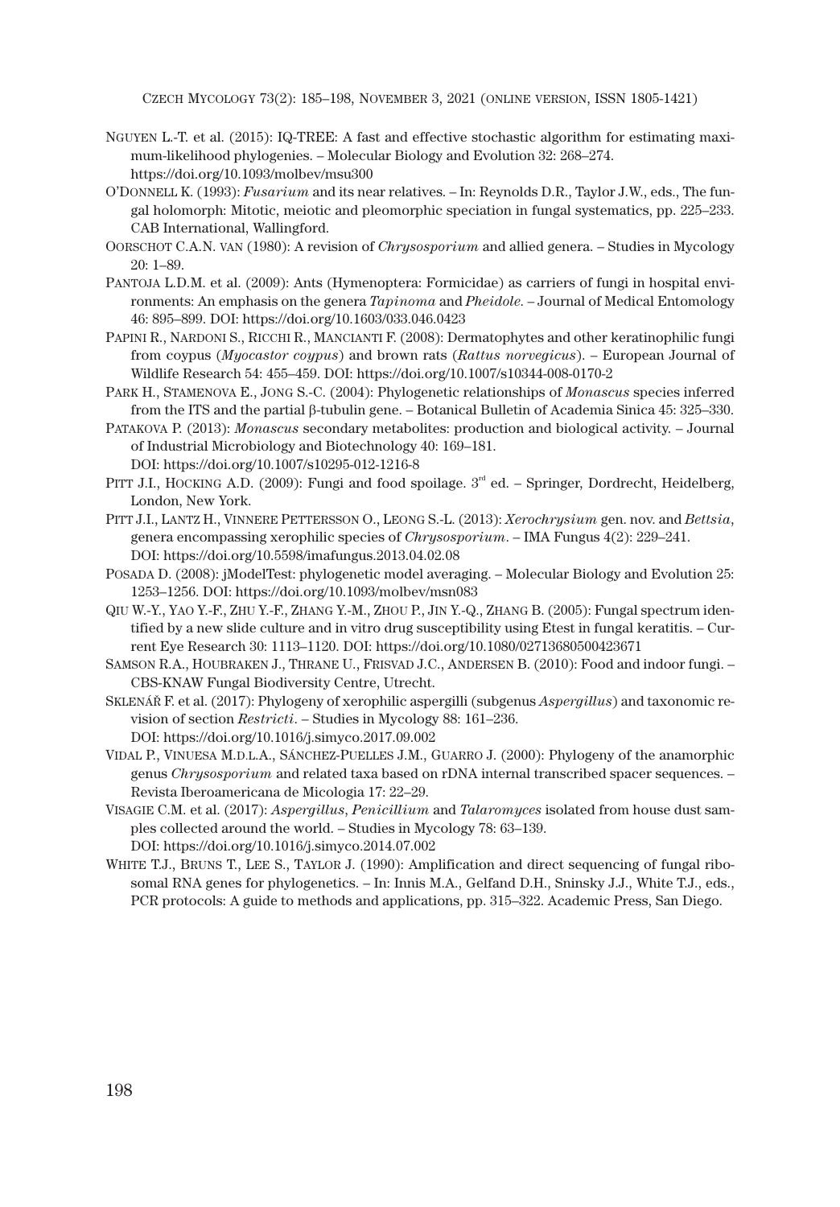Nguyen L.-T. et al. (2015): IQ-TREE: A fast and effective stochastic algorithm for estimating maximum-likelihood phylogenies. – Molecular Biology and Evolution 32: 268–274. https://doi.org/10.1093/molbev/msu300

O'Donnell K. (1993): *Fusarium* and its near relatives. – In: Reynolds D.R., Taylor J.W., eds., The fungal holomorph: Mitotic, meiotic and pleomorphic speciation in fungal systematics, pp. 225–233. CAB International, Wallingford.

Oorschot C.A.N. van (1980): A revision of *Chrysosporium* and allied genera. – Studies in Mycology 20: 1–89.

Pantoja L.D.M. et al. (2009): Ants (Hymenoptera: Formicidae) as carriers of fungi in hospital environments: An emphasis on the genera *Tapinoma* and *Pheidole*. – Journal of Medical Entomology 46: 895–899. DOI: https://doi.org/10.1603/033.046.0423

Papini R., Nardoni S., Ricchi R., Mancianti F. (2008): Dermatophytes and other keratinophilic fungi from coypus (*Myocastor coypus*) and brown rats (*Rattus norvegicus*). – European Journal of Wildlife Research 54: 455–459. DOI: https://doi.org/10.1007/s10344-008-0170-2

Park H., Stamenova E., Jong S.-C. (2004): Phylogenetic relationships of *Monascus* species inferred from the ITS and the partial β-tubulin gene. – Botanical Bulletin of Academia Sinica 45: 325–330.

Patakova P. (2013): *Monascus* secondary metabolites: production and biological activity. – Journal of Industrial Microbiology and Biotechnology 40: 169–181. DOI: https://doi.org/10.1007/s10295-012-1216-8

Pitt J.I., Hocking A.D. (2009): Fungi and food spoilage. 3rd ed. – Springer, Dordrecht, Heidelberg, London, New York.

Pitt J.I., Lantz H., Vinnere Pettersson O., Leong S.-L. (2013): *Xerochrysium* gen. nov. and *Bettsia*, genera encompassing xerophilic species of *Chrysosporium*. – IMA Fungus 4(2): 229–241. DOI: https://doi.org/10.5598/imafungus.2013.04.02.08

Posada D. (2008): jModelTest: phylogenetic model averaging. – Molecular Biology and Evolution 25: 1253–1256. DOI: https://doi.org/10.1093/molbev/msn083

Qiu W.-Y., Yao Y.-F., Zhu Y.-F., Zhang Y.-M., Zhou P., Jin Y.-Q., Zhang B. (2005): Fungal spectrum identified by a new slide culture and in vitro drug susceptibility using Etest in fungal keratitis. – Current Eye Research 30: 1113–1120. DOI: https://doi.org/10.1080/02713680500423671

Samson R.A., Houbraken J., Thrane U., Frisvad J.C., Andersen B. (2010): Food and indoor fungi. – CBS-KNAW Fungal Biodiversity Centre, Utrecht.

Sklenář F. et al. (2017): Phylogeny of xerophilic aspergilli (subgenus *Aspergillus*) and taxonomic revision of section *Restricti*. – Studies in Mycology 88: 161–236. DOI: https://doi.org/10.1016/j.simyco.2017.09.002

Vidal P., Vinuesa M.d.l.A., Sánchez-Puelles J.M., Guarro J. (2000): Phylogeny of the anamorphic genus *Chrysosporium* and related taxa based on rDNA internal transcribed spacer sequences. – Revista Iberoamericana de Micologia 17: 22–29.

Visagie C.M. et al. (2017): *Aspergillus*, *Penicillium* and *Talaromyces* isolated from house dust samples collected around the world. – Studies in Mycology 78: 63–139. DOI: https://doi.org/10.1016/j.simyco.2014.07.002

White T.J., Bruns T., Lee S., Taylor J. (1990): Amplification and direct sequencing of fungal ribosomal RNA genes for phylogenetics. – In: Innis M.A., Gelfand D.H., Sninsky J.J., White T.J., eds., PCR protocols: A guide to methods and applications, pp. 315–322. Academic Press, San Diego.